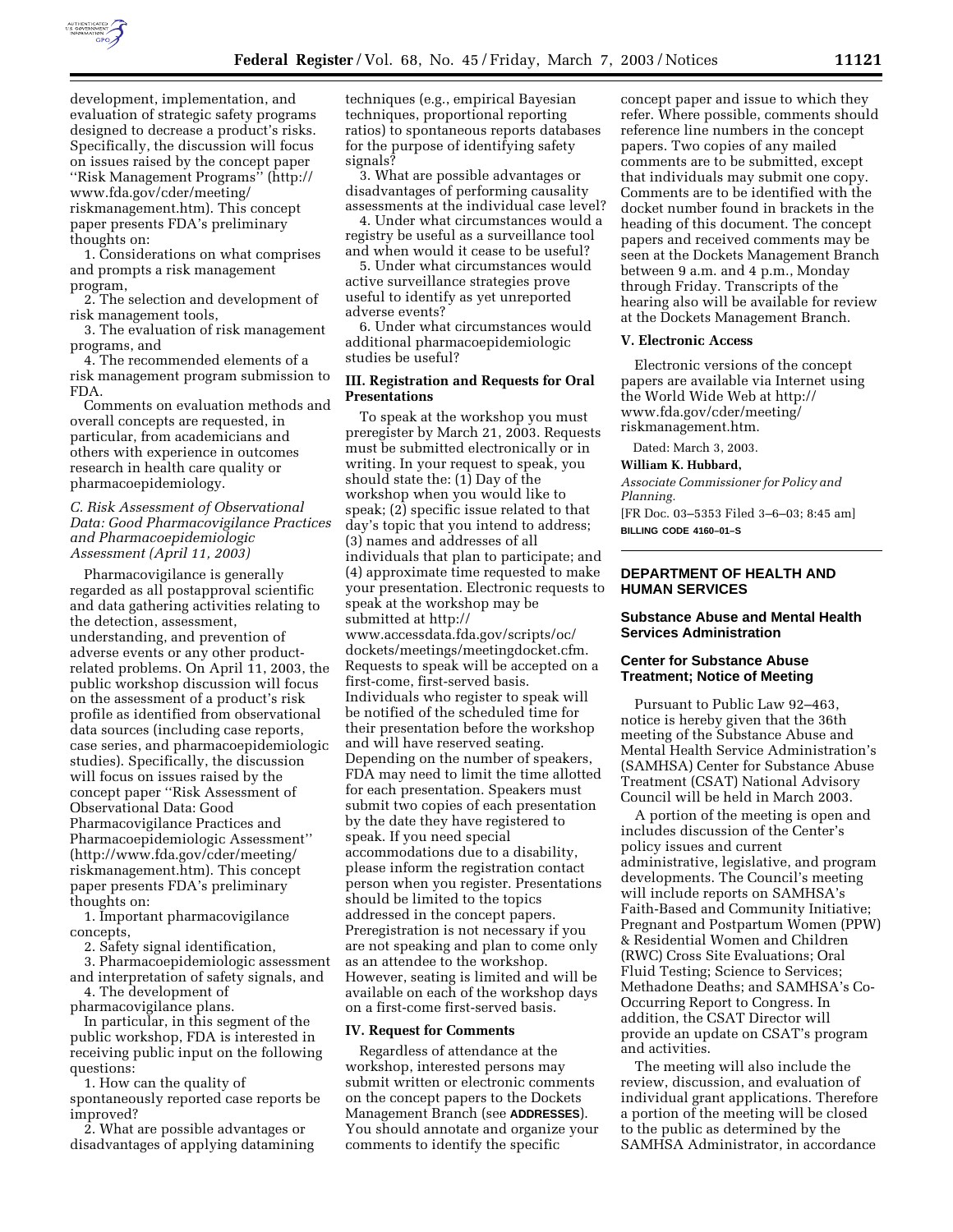development, implementation, and evaluation of strategic safety programs designed to decrease a product's risks. Specifically, the discussion will focus on issues raised by the concept paper ''Risk Management Programs'' (http://www.fda.gov/cder/meeting/riskmanagement.htm). This concept paper presents FDA's preliminary thoughts on:

1. Considerations on what comprises and prompts a risk management program,
2. The selection and development of risk management tools,
3. The evaluation of risk management programs, and
4. The recommended elements of a risk management program submission to FDA.

Comments on evaluation methods and overall concepts are requested, in particular, from academicians and others with experience in outcomes research in health care quality or pharmacoepidemiology.

### *C. Risk Assessment of Observational Data: Good Pharmacovigilance Practices and Pharmacoepidemiologic Assessment (April 11, 2003)*

Pharmacovigilance is generally regarded as all postapproval scientific and data gathering activities relating to the detection, assessment, understanding, and prevention of adverse events or any other product-related problems. On April 11, 2003, the public workshop discussion will focus on the assessment of a product's risk profile as identified from observational data sources (including case reports, case series, and pharmacoepidemiologic studies). Specifically, the discussion will focus on issues raised by the concept paper ''Risk Assessment of Observational Data: Good Pharmacovigilance Practices and Pharmacoepidemiologic Assessment'' (http://www.fda.gov/cder/meeting/riskmanagement.htm). This concept paper presents FDA's preliminary thoughts on:

1. Important pharmacovigilance concepts,
2. Safety signal identification,
3. Pharmacoepidemiologic assessment and interpretation of safety signals, and
4. The development of pharmacovigilance plans.

In particular, in this segment of the public workshop, FDA is interested in receiving public input on the following questions:

1. How can the quality of spontaneously reported case reports be improved?
2. What are possible advantages or disadvantages of applying datamining techniques (e.g., empirical Bayesian techniques, proportional reporting ratios) to spontaneous reports databases for the purpose of identifying safety signals?
3. What are possible advantages or disadvantages of performing causality assessments at the individual case level?
4. Under what circumstances would a registry be useful as a surveillance tool and when would it cease to be useful?
5. Under what circumstances would active surveillance strategies prove useful to identify as yet unreported adverse events?
6. Under what circumstances would additional pharmacoepidemiologic studies be useful?

## III. Registration and Requests for Oral Presentations

To speak at the workshop you must preregister by March 21, 2003. Requests must be submitted electronically or in writing. In your request to speak, you should state the: (1) Day of the workshop when you would like to speak; (2) specific issue related to that day's topic that you intend to address; (3) names and addresses of all individuals that plan to participate; and (4) approximate time requested to make your presentation. Electronic requests to speak at the workshop may be submitted at http://www.accessdata.fda.gov/scripts/oc/dockets/meetings/meetingdocket.cfm. Requests to speak will be accepted on a first-come, first-served basis. Individuals who register to speak will be notified of the scheduled time for their presentation before the workshop and will have reserved seating. Depending on the number of speakers, FDA may need to limit the time allotted for each presentation. Speakers must submit two copies of each presentation by the date they have registered to speak. If you need special accommodations due to a disability, please inform the registration contact person when you register. Presentations should be limited to the topics addressed in the concept papers. Preregistration is not necessary if you are not speaking and plan to come only as an attendee to the workshop. However, seating is limited and will be available on each of the workshop days on a first-come first-served basis.

## IV. Request for Comments

Regardless of attendance at the workshop, interested persons may submit written or electronic comments on the concept papers to the Dockets Management Branch (see **ADDRESSES**). You should annotate and organize your comments to identify the specific concept paper and issue to which they refer. Where possible, comments should reference line numbers in the concept papers. Two copies of any mailed comments are to be submitted, except that individuals may submit one copy. Comments are to be identified with the docket number found in brackets in the heading of this document. The concept papers and received comments may be seen at the Dockets Management Branch between 9 a.m. and 4 p.m., Monday through Friday. Transcripts of the hearing also will be available for review at the Dockets Management Branch.

## V. Electronic Access

Electronic versions of the concept papers are available via Internet using the World Wide Web at http://www.fda.gov/cder/meeting/riskmanagement.htm.

Dated: March 3, 2003.

**William K. Hubbard,**

*Associate Commissioner for Policy and Planning.*

[FR Doc. 03–5353 Filed 3–6–03; 8:45 am]

**BILLING CODE 4160–01–S**

---

# DEPARTMENT OF HEALTH AND HUMAN SERVICES

## Substance Abuse and Mental Health Services Administration

## Center for Substance Abuse Treatment; Notice of Meeting

Pursuant to Public Law 92–463, notice is hereby given that the 36th meeting of the Substance Abuse and Mental Health Service Administration's (SAMHSA) Center for Substance Abuse Treatment (CSAT) National Advisory Council will be held in March 2003.

A portion of the meeting is open and includes discussion of the Center's policy issues and current administrative, legislative, and program developments. The Council's meeting will include reports on SAMHSA's Faith-Based and Community Initiative; Pregnant and Postpartum Women (PPW) & Residential Women and Children (RWC) Cross Site Evaluations; Oral Fluid Testing; Science to Services; Methadone Deaths; and SAMHSA's Co-Occurring Report to Congress. In addition, the CSAT Director will provide an update on CSAT's program and activities.

The meeting will also include the review, discussion, and evaluation of individual grant applications. Therefore a portion of the meeting will be closed to the public as determined by the SAMHSA Administrator, in accordance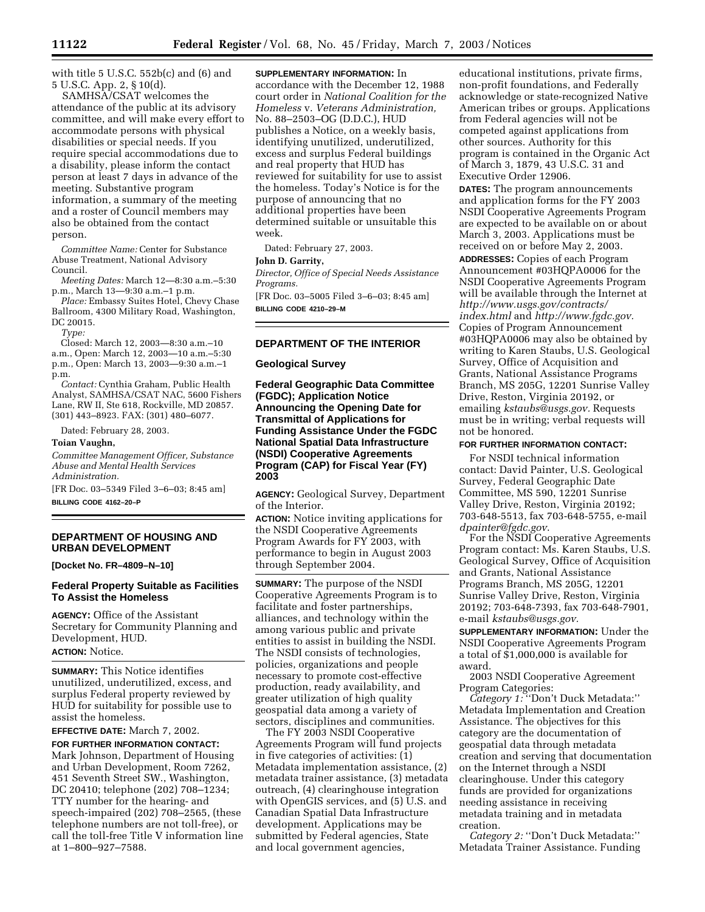with title 5 U.S.C. 552b(c) and (6) and 5 U.S.C. App. 2, § 10(d).

SAMHSA/CSAT welcomes the attendance of the public at its advisory committee, and will make every effort to accommodate persons with physical disabilities or special needs. If you require special accommodations due to a disability, please inform the contact person at least 7 days in advance of the meeting. Substantive program information, a summary of the meeting and a roster of Council members may also be obtained from the contact person.

*Committee Name:* Center for Substance Abuse Treatment, National Advisory Council.

*Meeting Dates:* March 12—8:30 a.m.–5:30 p.m., March 13—9:30 a.m.–1 p.m.

*Place:* Embassy Suites Hotel, Chevy Chase Ballroom, 4300 Military Road, Washington, DC 20015.

*Type:*

Closed: March 12, 2003—8:30 a.m.–10 a.m., Open: March 12, 2003—10 a.m.–5:30 p.m., Open: March 13, 2003—9:30 a.m.–1 p.m.

*Contact:* Cynthia Graham, Public Health Analyst, SAMHSA/CSAT NAC, 5600 Fishers Lane, RW II, Ste 618, Rockville, MD 20857. (301) 443–8923. FAX: (301) 480–6077.

Dated: February 28, 2003.

**Toian Vaughn,**

*Committee Management Officer, Substance Abuse and Mental Health Services Administration.*

[FR Doc. 03–5349 Filed 3–6–03; 8:45 am]

**BILLING CODE 4162–20–P**

## DEPARTMENT OF HOUSING AND URBAN DEVELOPMENT

**[Docket No. FR–4809–N–10]**

### Federal Property Suitable as Facilities To Assist the Homeless

**AGENCY:** Office of the Assistant Secretary for Community Planning and Development, HUD.

**ACTION:** Notice.

**SUMMARY:** This Notice identifies unutilized, underutilized, excess, and surplus Federal property reviewed by HUD for suitability for possible use to assist the homeless.

**EFFECTIVE DATE:** March 7, 2002.

**FOR FURTHER INFORMATION CONTACT:** Mark Johnson, Department of Housing and Urban Development, Room 7262, 451 Seventh Street SW., Washington, DC 20410; telephone (202) 708–1234; TTY number for the hearing- and speech-impaired (202) 708–2565, (these telephone numbers are not toll-free), or call the toll-free Title V information line at 1–800–927–7588.

**SUPPLEMENTARY INFORMATION:** In accordance with the December 12, 1988 court order in *National Coalition for the Homeless* v. *Veterans Administration,* No. 88–2503–OG (D.D.C.), HUD publishes a Notice, on a weekly basis, identifying unutilized, underutilized, excess and surplus Federal buildings and real property that HUD has reviewed for suitability for use to assist the homeless. Today's Notice is for the purpose of announcing that no additional properties have been determined suitable or unsuitable this week.

Dated: February 27, 2003.

**John D. Garrity,**

*Director, Office of Special Needs Assistance Programs.*

[FR Doc. 03–5005 Filed 3–6–03; 8:45 am]

**BILLING CODE 4210–29–M**

## DEPARTMENT OF THE INTERIOR

### Geological Survey

### Federal Geographic Data Committee (FGDC); Application Notice Announcing the Opening Date for Transmittal of Applications for Funding Assistance Under the FGDC National Spatial Data Infrastructure (NSDI) Cooperative Agreements Program (CAP) for Fiscal Year (FY) 2003

**AGENCY:** Geological Survey, Department of the Interior.

**ACTION:** Notice inviting applications for the NSDI Cooperative Agreements Program Awards for FY 2003, with performance to begin in August 2003 through September 2004.

**SUMMARY:** The purpose of the NSDI Cooperative Agreements Program is to facilitate and foster partnerships, alliances, and technology within the among various public and private entities to assist in building the NSDI. The NSDI consists of technologies, policies, organizations and people necessary to promote cost-effective production, ready availability, and greater utilization of high quality geospatial data among a variety of sectors, disciplines and communities.

The FY 2003 NSDI Cooperative Agreements Program will fund projects in five categories of activities: (1) Metadata implementation assistance, (2) metadata trainer assistance, (3) metadata outreach, (4) clearinghouse integration with OpenGIS services, and (5) U.S. and Canadian Spatial Data Infrastructure development. Applications may be submitted by Federal agencies, State and local government agencies, educational institutions, private firms, non-profit foundations, and Federally acknowledge or state-recognized Native American tribes or groups. Applications from Federal agencies will not be competed against applications from other sources. Authority for this program is contained in the Organic Act of March 3, 1879, 43 U.S.C. 31 and Executive Order 12906.

**DATES:** The program announcements and application forms for the FY 2003 NSDI Cooperative Agreements Program are expected to be available on or about March 3, 2003. Applications must be received on or before May 2, 2003.

**ADDRESSES:** Copies of each Program Announcement #03HQPA0006 for the NSDI Cooperative Agreements Program will be available through the Internet at *http://www.usgs.gov/contracts/index.html* and *http://www.fgdc.gov*. Copies of Program Announcement #03HQPA0006 may also be obtained by writing to Karen Staubs, U.S. Geological Survey, Office of Acquisition and Grants, National Assistance Programs Branch, MS 205G, 12201 Sunrise Valley Drive, Reston, Virginia 20192, or emailing *kstaubs@usgs.gov*. Requests must be in writing; verbal requests will not be honored.

**FOR FURTHER INFORMATION CONTACT:**

For NSDI technical information contact: David Painter, U.S. Geological Survey, Federal Geographic Date Committee, MS 590, 12201 Sunrise Valley Drive, Reston, Virginia 20192; 703-648-5513, fax 703-648-5755, e-mail *dpainter@fgdc.gov*.

For the NSDI Cooperative Agreements Program contact: Ms. Karen Staubs, U.S. Geological Survey, Office of Acquisition and Grants, National Assistance Programs Branch, MS 205G, 12201 Sunrise Valley Drive, Reston, Virginia 20192; 703-648-7393, fax 703-648-7901, e-mail *kstaubs@usgs.gov.*

**SUPPLEMENTARY INFORMATION:** Under the NSDI Cooperative Agreements Program a total of $1,000,000 is available for award.

2003 NSDI Cooperative Agreement Program Categories:

*Category 1:* ''Don't Duck Metadata:'' Metadata Implementation and Creation Assistance. The objectives for this category are the documentation of geospatial data through metadata creation and serving that documentation on the Internet through a NSDI clearinghouse. Under this category funds are provided for organizations needing assistance in receiving metadata training and in metadata creation.

*Category 2:* ''Don't Duck Metadata:'' Metadata Trainer Assistance. Funding